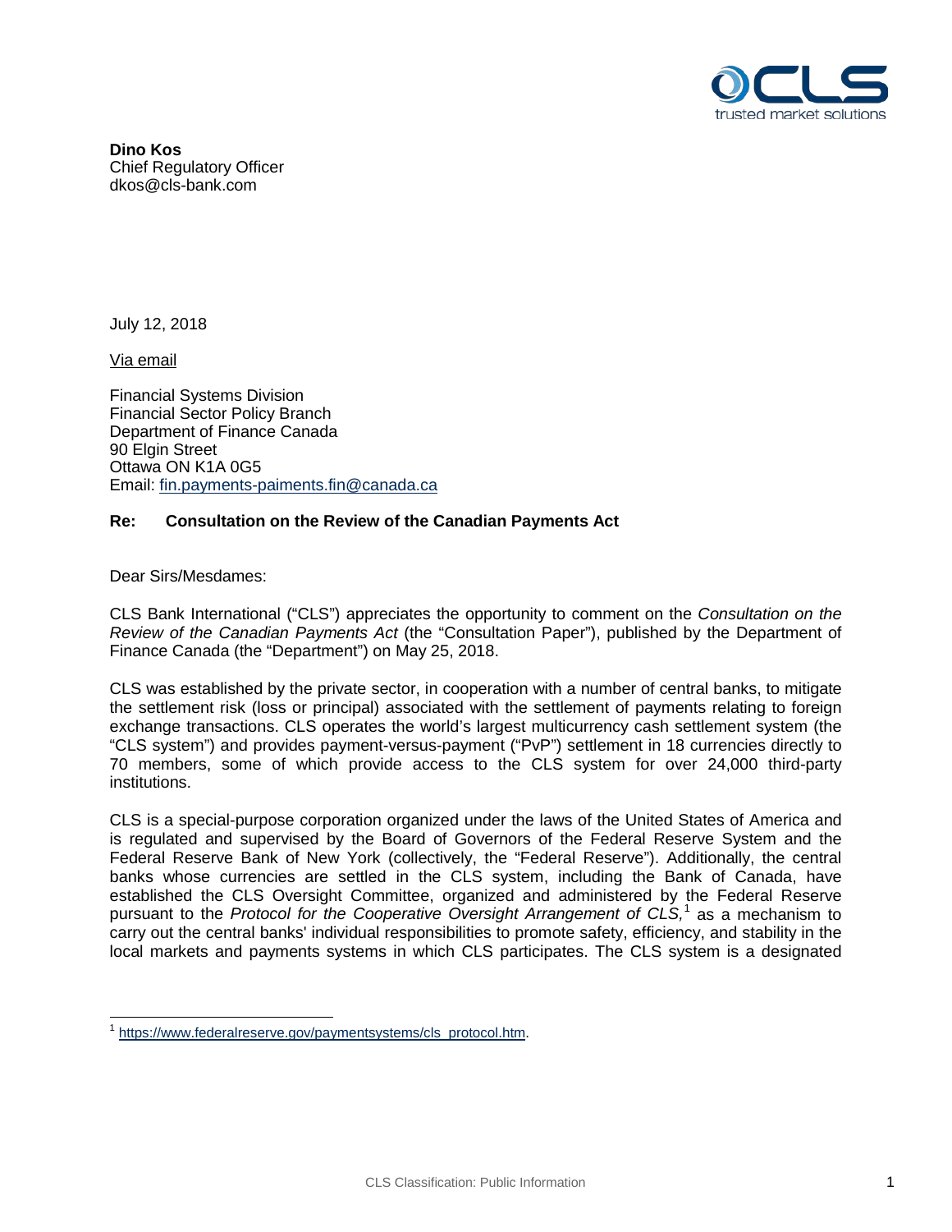**Dino Kos**
Chief Regulatory Officer
dkos@cls-bank.com

July 12, 2018

Via email

Financial Systems Division
Financial Sector Policy Branch
Department of Finance Canada
90 Elgin Street
Ottawa ON K1A 0G5
Email: fin.payments-paiments.fin@canada.ca

**Re: Consultation on the Review of the Canadian Payments Act**

Dear Sirs/Mesdames:

CLS Bank International ("CLS") appreciates the opportunity to comment on the *Consultation on the Review of the Canadian Payments Act* (the "Consultation Paper"), published by the Department of Finance Canada (the "Department") on May 25, 2018.

CLS was established by the private sector, in cooperation with a number of central banks, to mitigate the settlement risk (loss or principal) associated with the settlement of payments relating to foreign exchange transactions. CLS operates the world's largest multicurrency cash settlement system (the "CLS system") and provides payment-versus-payment ("PvP") settlement in 18 currencies directly to 70 members, some of which provide access to the CLS system for over 24,000 third-party institutions.

CLS is a special-purpose corporation organized under the laws of the United States of America and is regulated and supervised by the Board of Governors of the Federal Reserve System and the Federal Reserve Bank of New York (collectively, the "Federal Reserve"). Additionally, the central banks whose currencies are settled in the CLS system, including the Bank of Canada, have established the CLS Oversight Committee, organized and administered by the Federal Reserve pursuant to the *Protocol for the Cooperative Oversight Arrangement of CLS,*[1] as a mechanism to carry out the central banks' individual responsibilities to promote safety, efficiency, and stability in the local markets and payments systems in which CLS participates. The CLS system is a designated

[1] https://www.federalreserve.gov/paymentsystems/cls_protocol.htm.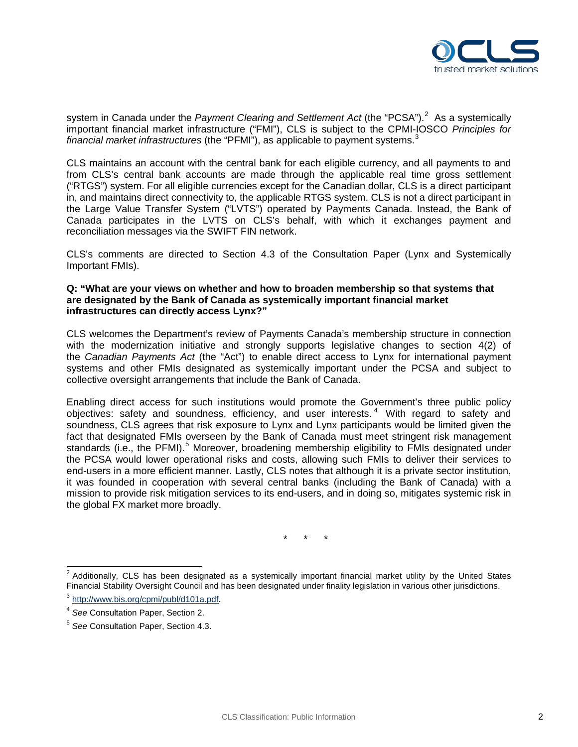system in Canada under the *Payment Clearing and Settlement Act* (the "PCSA").[2] As a systemically important financial market infrastructure ("FMI"), CLS is subject to the CPMI-IOSCO *Principles for financial market infrastructures* (the "PFMI"), as applicable to payment systems.[3]

CLS maintains an account with the central bank for each eligible currency, and all payments to and from CLS's central bank accounts are made through the applicable real time gross settlement ("RTGS") system. For all eligible currencies except for the Canadian dollar, CLS is a direct participant in, and maintains direct connectivity to, the applicable RTGS system. CLS is not a direct participant in the Large Value Transfer System ("LVTS") operated by Payments Canada. Instead, the Bank of Canada participates in the LVTS on CLS's behalf, with which it exchanges payment and reconciliation messages via the SWIFT FIN network.

CLS's comments are directed to Section 4.3 of the Consultation Paper (Lynx and Systemically Important FMIs).

**Q: "What are your views on whether and how to broaden membership so that systems that are designated by the Bank of Canada as systemically important financial market infrastructures can directly access Lynx?"**

CLS welcomes the Department's review of Payments Canada's membership structure in connection with the modernization initiative and strongly supports legislative changes to section 4(2) of the *Canadian Payments Act* (the "Act") to enable direct access to Lynx for international payment systems and other FMIs designated as systemically important under the PCSA and subject to collective oversight arrangements that include the Bank of Canada.

Enabling direct access for such institutions would promote the Government's three public policy objectives: safety and soundness, efficiency, and user interests.[4] With regard to safety and soundness, CLS agrees that risk exposure to Lynx and Lynx participants would be limited given the fact that designated FMIs overseen by the Bank of Canada must meet stringent risk management standards (i.e., the PFMI).[5] Moreover, broadening membership eligibility to FMIs designated under the PCSA would lower operational risks and costs, allowing such FMIs to deliver their services to end-users in a more efficient manner. Lastly, CLS notes that although it is a private sector institution, it was founded in cooperation with several central banks (including the Bank of Canada) with a mission to provide risk mitigation services to its end-users, and in doing so, mitigates systemic risk in the global FX market more broadly.

\* \* \*

---

[2] Additionally, CLS has been designated as a systemically important financial market utility by the United States Financial Stability Oversight Council and has been designated under finality legislation in various other jurisdictions.

[3] http://www.bis.org/cpmi/publ/d101a.pdf.

[4] *See* Consultation Paper, Section 2.

[5] *See* Consultation Paper, Section 4.3.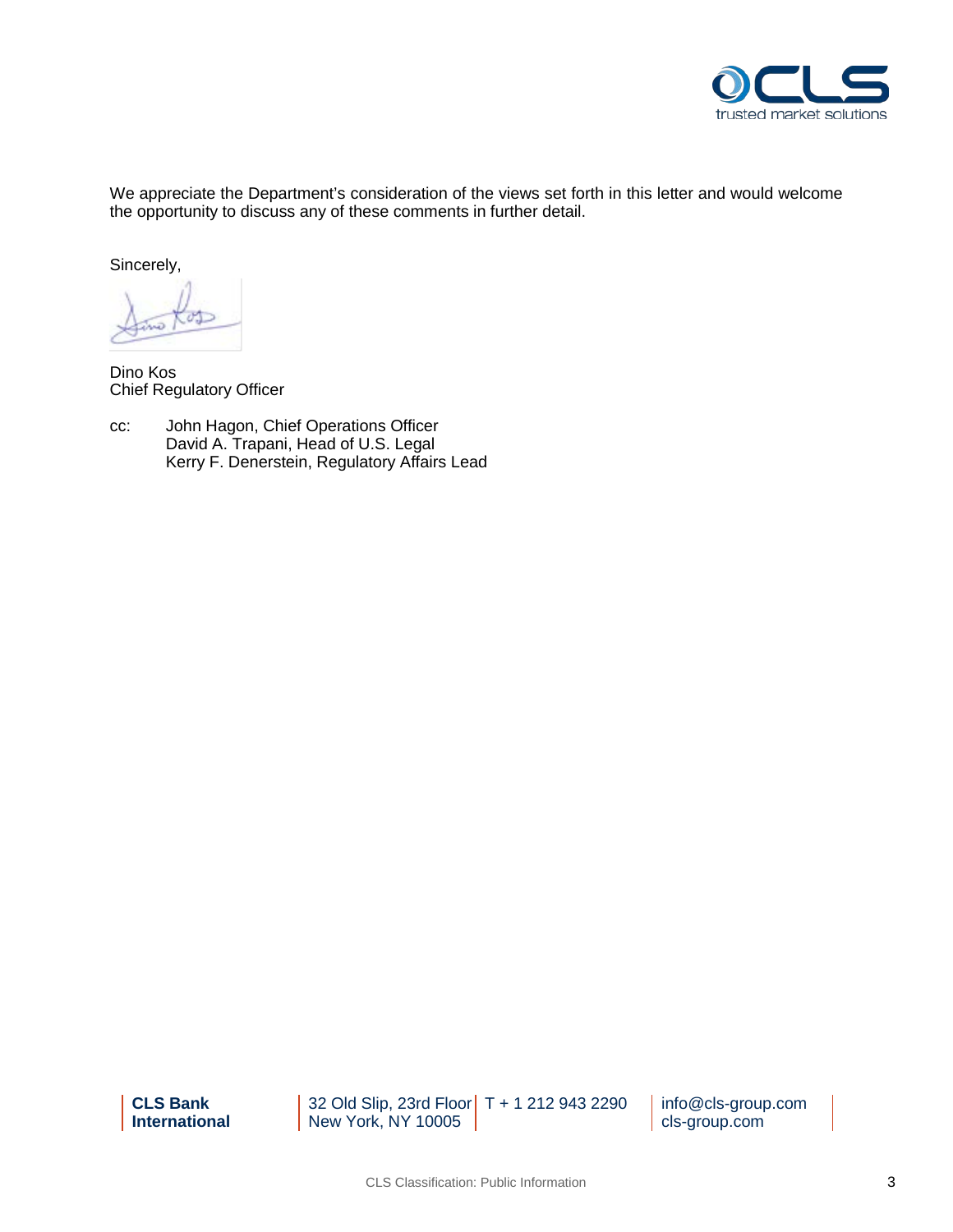We appreciate the Department's consideration of the views set forth in this letter and would welcome the opportunity to discuss any of these comments in further detail.

Sincerely,

Dino Kos
Chief Regulatory Officer

cc: John Hagon, Chief Operations Officer
David A. Trapani, Head of U.S. Legal
Kerry F. Denerstein, Regulatory Affairs Lead